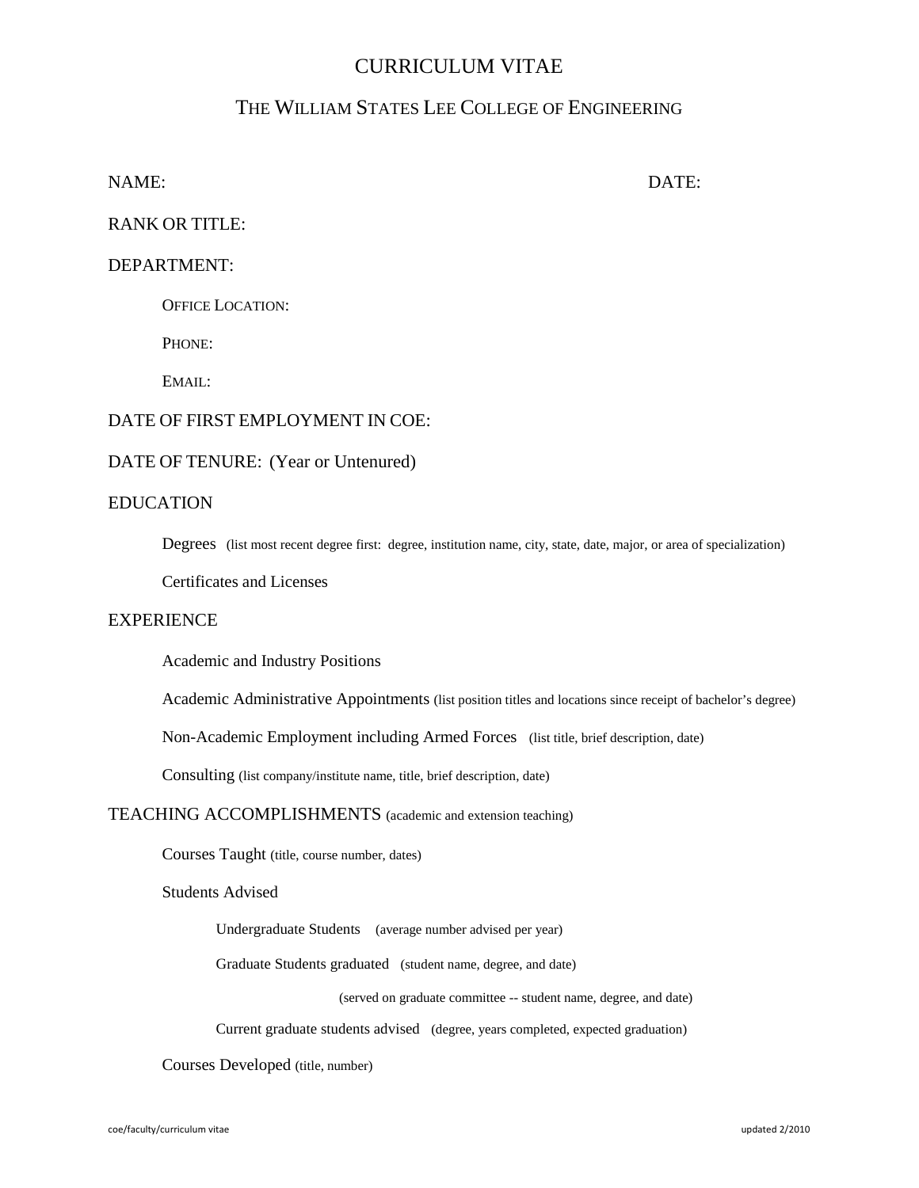# CURRICULUM VITAE

## THE WILLIAM STATES LEE COLLEGE OF ENGINEERING

NAME: DATE:

RANK OR TITLE:

DEPARTMENT:

OFFICE LOCATION:

PHONE:

EMAIL:

DATE OF FIRST EMPLOYMENT IN COE:

DATE OF TENURE: (Year or Untenured)

EDUCATION

Degrees (list most recent degree first: degree, institution name, city, state, date, major, or area of specialization)

Certificates and Licenses

EXPERIENCE

Academic and Industry Positions

Academic Administrative Appointments (list position titles and locations since receipt of bachelor's degree)

Non-Academic Employment including Armed Forces (list title, brief description, date)

Consulting (list company/institute name, title, brief description, date)

TEACHING ACCOMPLISHMENTS (academic and extension teaching)

Courses Taught (title, course number, dates)

Students Advised

Undergraduate Students (average number advised per year)

Graduate Students graduated (student name, degree, and date)

(served on graduate committee -- student name, degree, and date)

Current graduate students advised (degree, years completed, expected graduation)

Courses Developed (title, number)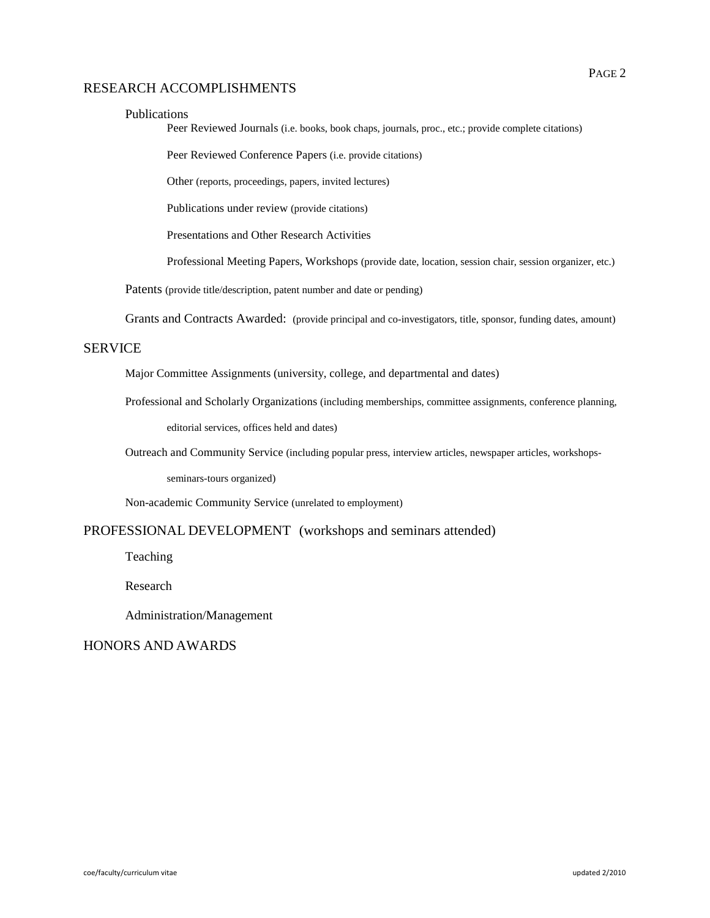## RESEARCH ACCOMPLISHMENTS

### Publications

Peer Reviewed Journals (i.e. books, book chaps, journals, proc., etc.; provide complete citations)

Peer Reviewed Conference Papers (i.e. provide citations)

Other (reports, proceedings, papers, invited lectures)

Publications under review (provide citations)

Presentations and Other Research Activities

Professional Meeting Papers, Workshops (provide date, location, session chair, session organizer, etc.)

### Patents (provide title/description, patent number and date or pending)

### Grants and Contracts Awarded: (provide principal and co-investigators, title, sponsor, funding dates, amount)

## SERVICE

Major Committee Assignments (university, college, and departmental and dates)

Professional and Scholarly Organizations (including memberships, committee assignments, conference planning, editorial services, offices held and dates)

Outreach and Community Service (including popular press, interview articles, newspaper articles, workshops-seminars-tours organized)

Non-academic Community Service (unrelated to employment)

## PROFESSIONAL DEVELOPMENT (workshops and seminars attended)

Teaching

Research

Administration/Management

## HONORS AND AWARDS